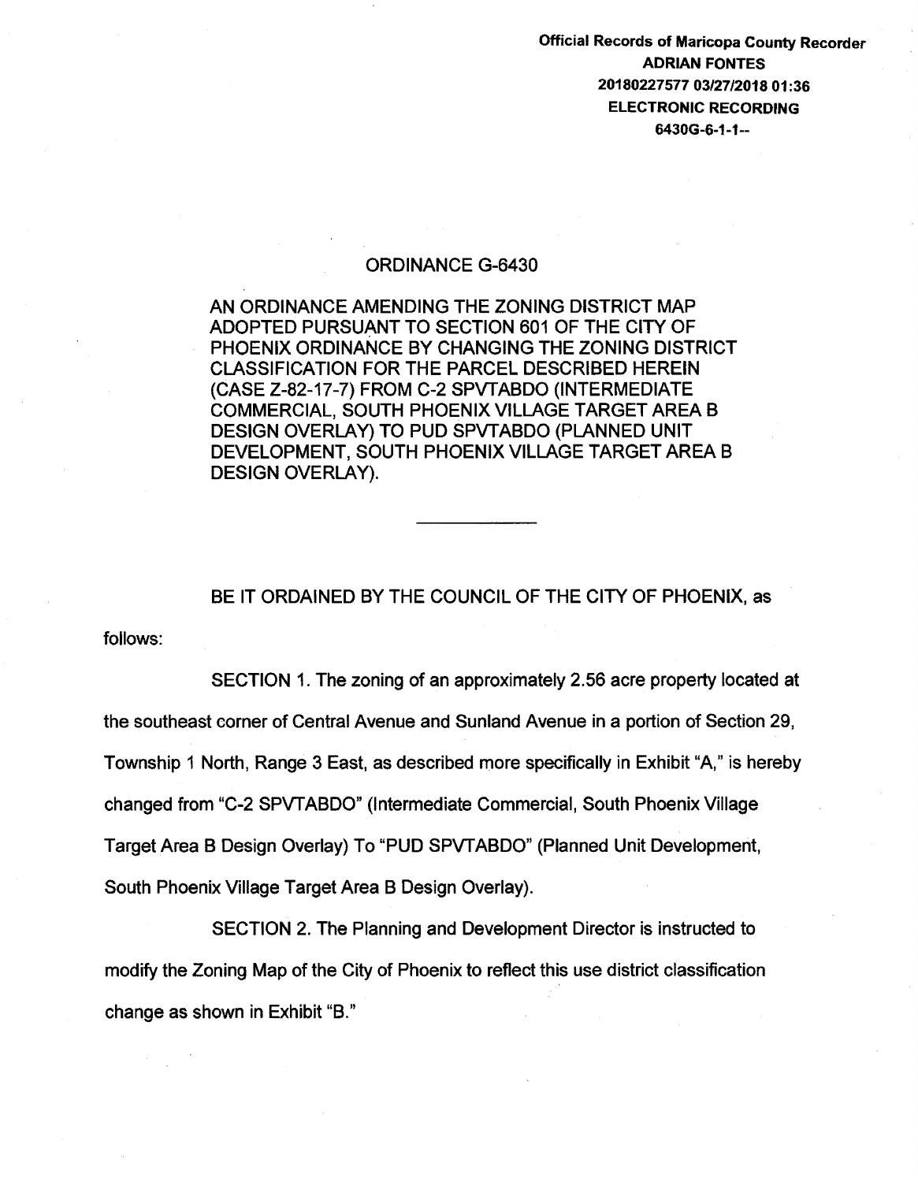Official Records of Maricopa County Recorder
ADRIAN FONTES
20180227577 03/27/2018 01:36
ELECTRONIC RECORDING
6430G-6-1-1--

# ORDINANCE G-6430

AN ORDINANCE AMENDING THE ZONING DISTRICT MAP ADOPTED PURSUANT TO SECTION 601 OF THE CITY OF PHOENIX ORDINANCE BY CHANGING THE ZONING DISTRICT CLASSIFICATION FOR THE PARCEL DESCRIBED HEREIN (CASE Z-82-17-7) FROM C-2 SPVTABDO (INTERMEDIATE COMMERCIAL, SOUTH PHOENIX VILLAGE TARGET AREA B DESIGN OVERLAY) TO PUD SPVTABDO (PLANNED UNIT DEVELOPMENT, SOUTH PHOENIX VILLAGE TARGET AREA B DESIGN OVERLAY).

---

BE IT ORDAINED BY THE COUNCIL OF THE CITY OF PHOENIX, as follows:

SECTION 1. The zoning of an approximately 2.56 acre property located at the southeast corner of Central Avenue and Sunland Avenue in a portion of Section 29, Township 1 North, Range 3 East, as described more specifically in Exhibit "A," is hereby changed from "C-2 SPVTABDO" (Intermediate Commercial, South Phoenix Village Target Area B Design Overlay) To "PUD SPVTABDO" (Planned Unit Development, South Phoenix Village Target Area B Design Overlay).

SECTION 2. The Planning and Development Director is instructed to modify the Zoning Map of the City of Phoenix to reflect this use district classification change as shown in Exhibit "B."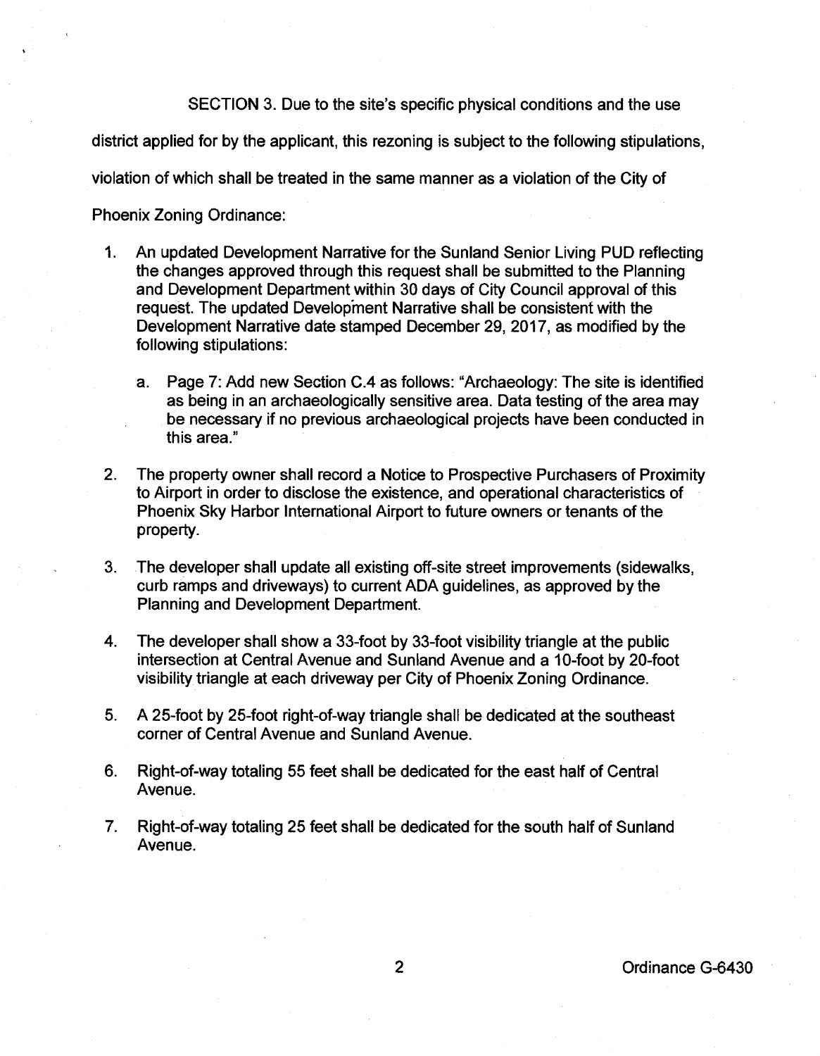SECTION 3. Due to the site's specific physical conditions and the use district applied for by the applicant, this rezoning is subject to the following stipulations, violation of which shall be treated in the same manner as a violation of the City of Phoenix Zoning Ordinance:

1. An updated Development Narrative for the Sunland Senior Living PUD reflecting the changes approved through this request shall be submitted to the Planning and Development Department within 30 days of City Council approval of this request. The updated Development Narrative shall be consistent with the Development Narrative date stamped December 29, 2017, as modified by the following stipulations:

   a. Page 7: Add new Section C.4 as follows: "Archaeology: The site is identified as being in an archaeologically sensitive area. Data testing of the area may be necessary if no previous archaeological projects have been conducted in this area."

2. The property owner shall record a Notice to Prospective Purchasers of Proximity to Airport in order to disclose the existence, and operational characteristics of Phoenix Sky Harbor International Airport to future owners or tenants of the property.

3. The developer shall update all existing off-site street improvements (sidewalks, curb ramps and driveways) to current ADA guidelines, as approved by the Planning and Development Department.

4. The developer shall show a 33-foot by 33-foot visibility triangle at the public intersection at Central Avenue and Sunland Avenue and a 10-foot by 20-foot visibility triangle at each driveway per City of Phoenix Zoning Ordinance.

5. A 25-foot by 25-foot right-of-way triangle shall be dedicated at the southeast corner of Central Avenue and Sunland Avenue.

6. Right-of-way totaling 55 feet shall be dedicated for the east half of Central Avenue.

7. Right-of-way totaling 25 feet shall be dedicated for the south half of Sunland Avenue.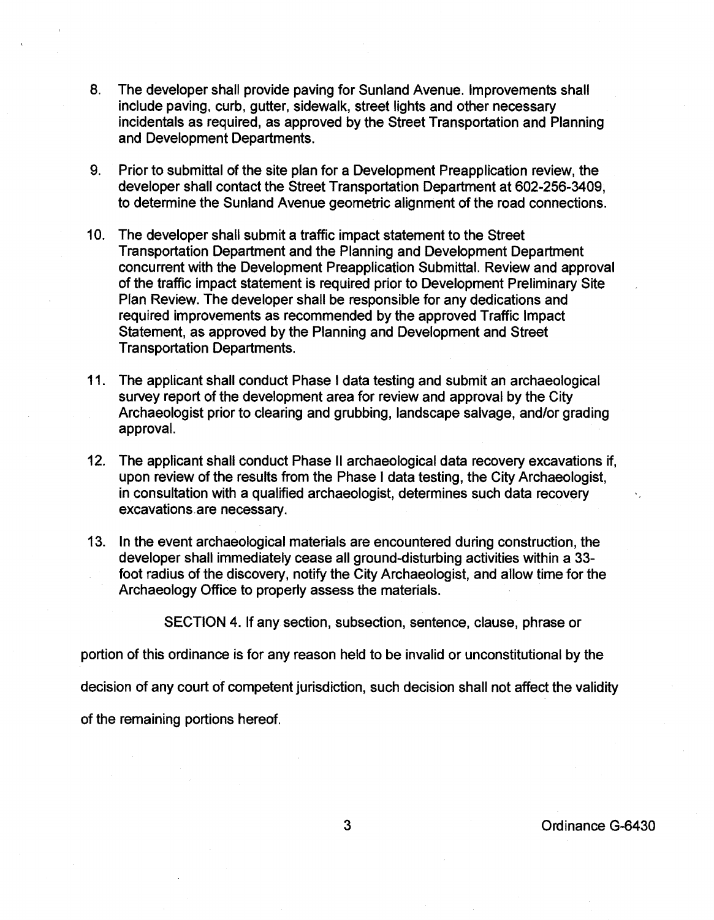8. The developer shall provide paving for Sunland Avenue. Improvements shall include paving, curb, gutter, sidewalk, street lights and other necessary incidentals as required, as approved by the Street Transportation and Planning and Development Departments.

9. Prior to submittal of the site plan for a Development Preapplication review, the developer shall contact the Street Transportation Department at 602-256-3409, to determine the Sunland Avenue geometric alignment of the road connections.

10. The developer shall submit a traffic impact statement to the Street Transportation Department and the Planning and Development Department concurrent with the Development Preapplication Submittal. Review and approval of the traffic impact statement is required prior to Development Preliminary Site Plan Review. The developer shall be responsible for any dedications and required improvements as recommended by the approved Traffic Impact Statement, as approved by the Planning and Development and Street Transportation Departments.

11. The applicant shall conduct Phase I data testing and submit an archaeological survey report of the development area for review and approval by the City Archaeologist prior to clearing and grubbing, landscape salvage, and/or grading approval.

12. The applicant shall conduct Phase II archaeological data recovery excavations if, upon review of the results from the Phase I data testing, the City Archaeologist, in consultation with a qualified archaeologist, determines such data recovery excavations are necessary.

13. In the event archaeological materials are encountered during construction, the developer shall immediately cease all ground-disturbing activities within a 33-foot radius of the discovery, notify the City Archaeologist, and allow time for the Archaeology Office to properly assess the materials.

SECTION 4. If any section, subsection, sentence, clause, phrase or portion of this ordinance is for any reason held to be invalid or unconstitutional by the decision of any court of competent jurisdiction, such decision shall not affect the validity of the remaining portions hereof.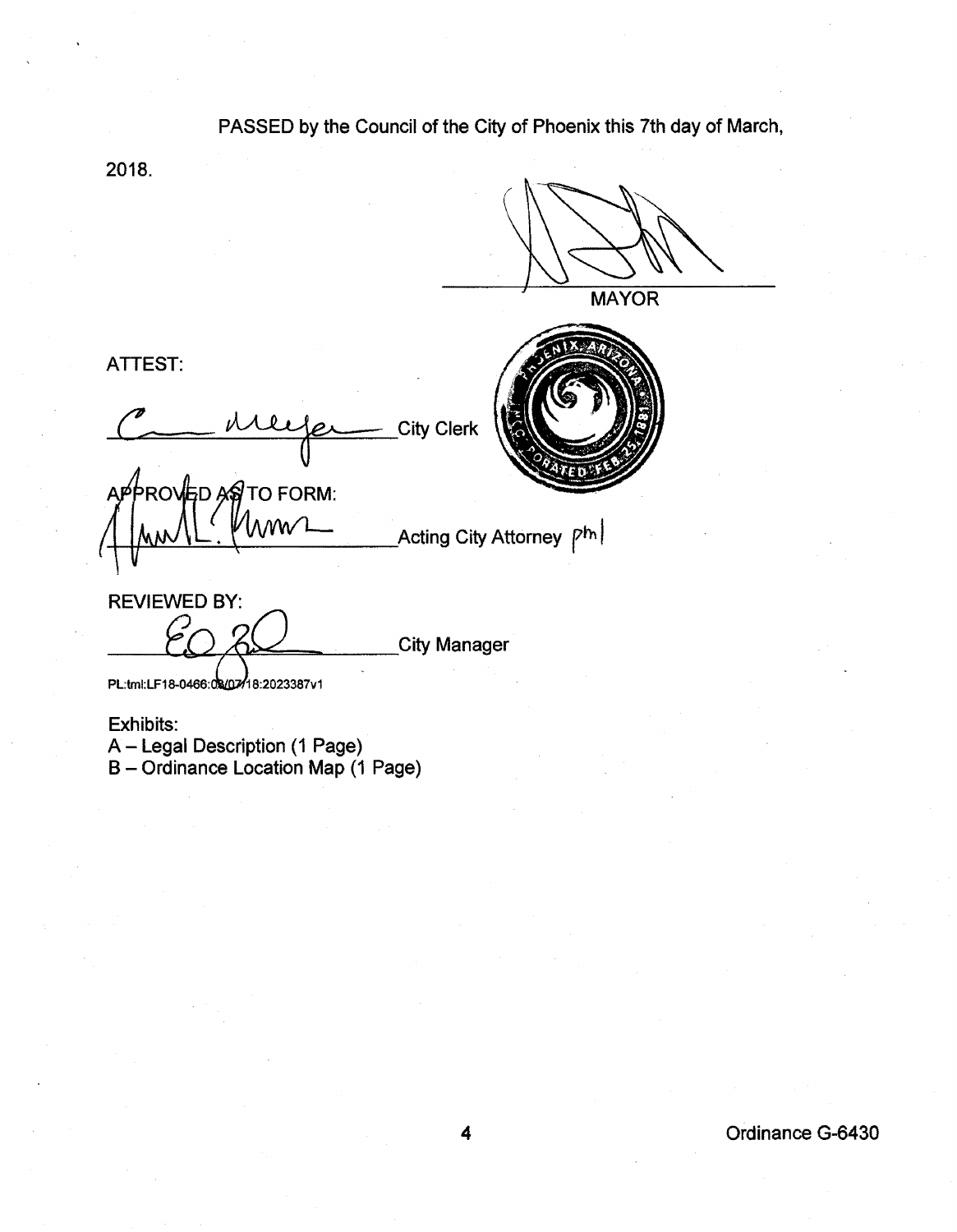PASSED by the Council of the City of Phoenix this 7th day of March, 2018.

\_\_\_\_\_\_\_\_\_\_\_\_\_\_\_\_\_\_\_\_\_\_\_\_\_\_\_\_
MAYOR

ATTEST:

\_\_\_\_\_\_\_\_\_\_\_\_\_\_\_\_\_\_\_\_\_\_\_\_\_\_\_\_ City Clerk

APPROVED AS TO FORM:

\_\_\_\_\_\_\_\_\_\_\_\_\_\_\_\_\_\_\_\_\_\_\_\_\_\_\_\_ Acting City Attorney pml

REVIEWED BY:

\_\_\_\_\_\_\_\_\_\_\_\_\_\_\_\_\_\_\_\_\_\_\_\_\_\_\_\_ City Manager

PL:tml:LF18-0466:03/07/18:2023387v1

Exhibits:
A – Legal Description (1 Page)
B – Ordinance Location Map (1 Page)

Ordinance G-6430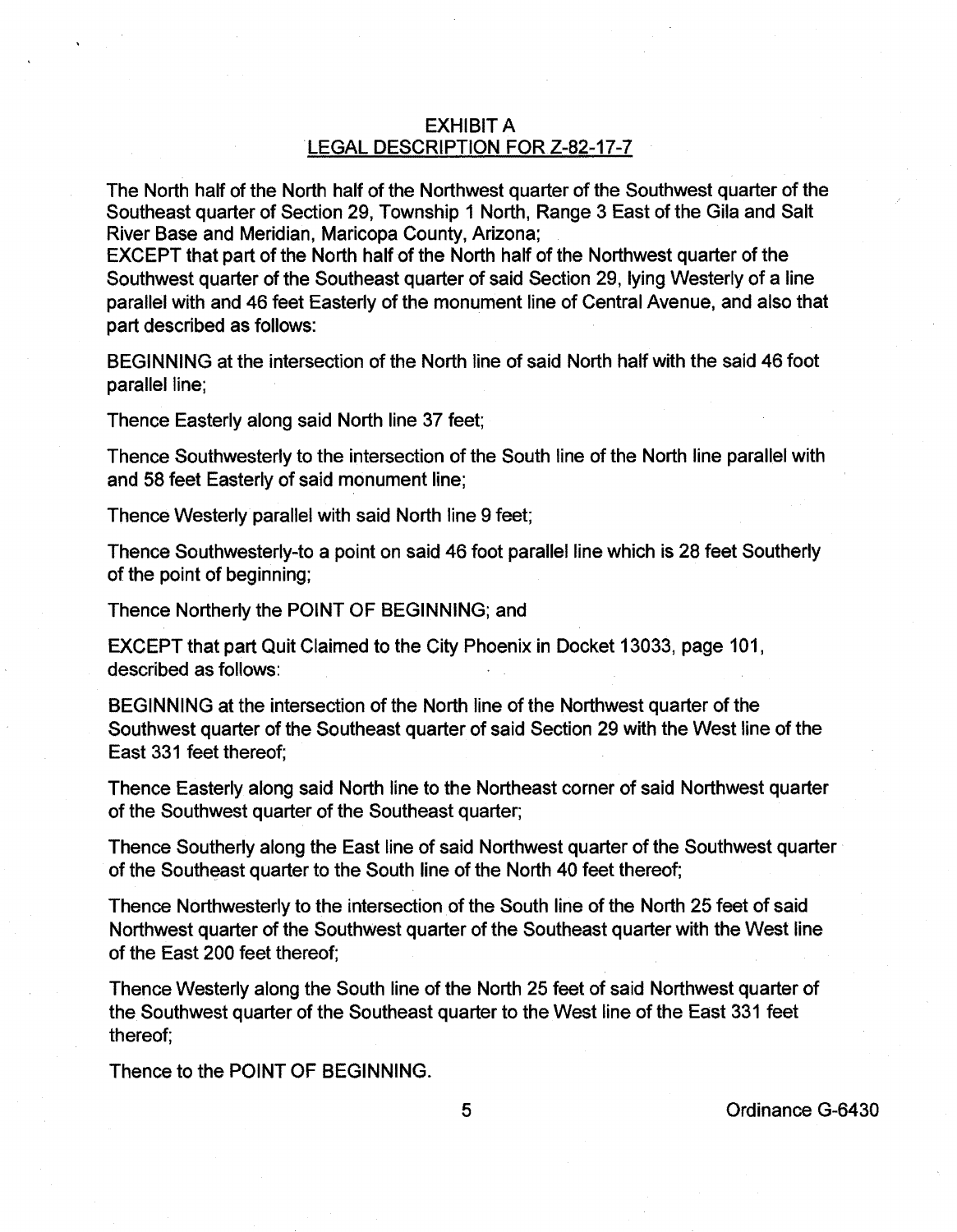# EXHIBIT A
## LEGAL DESCRIPTION FOR Z-82-17-7

The North half of the North half of the Northwest quarter of the Southwest quarter of the Southeast quarter of Section 29, Township 1 North, Range 3 East of the Gila and Salt River Base and Meridian, Maricopa County, Arizona;
EXCEPT that part of the North half of the North half of the Northwest quarter of the Southwest quarter of the Southeast quarter of said Section 29, lying Westerly of a line parallel with and 46 feet Easterly of the monument line of Central Avenue, and also that part described as follows:

BEGINNING at the intersection of the North line of said North half with the said 46 foot parallel line;

Thence Easterly along said North line 37 feet;

Thence Southwesterly to the intersection of the South line of the North line parallel with and 58 feet Easterly of said monument line;

Thence Westerly parallel with said North line 9 feet;

Thence Southwesterly-to a point on said 46 foot parallel line which is 28 feet Southerly of the point of beginning;

Thence Northerly the POINT OF BEGINNING; and

EXCEPT that part Quit Claimed to the City Phoenix in Docket 13033, page 101, described as follows:

BEGINNING at the intersection of the North line of the Northwest quarter of the Southwest quarter of the Southeast quarter of said Section 29 with the West line of the East 331 feet thereof;

Thence Easterly along said North line to the Northeast corner of said Northwest quarter of the Southwest quarter of the Southeast quarter;

Thence Southerly along the East line of said Northwest quarter of the Southwest quarter of the Southeast quarter to the South line of the North 40 feet thereof;

Thence Northwesterly to the intersection of the South line of the North 25 feet of said Northwest quarter of the Southwest quarter of the Southeast quarter with the West line of the East 200 feet thereof;

Thence Westerly along the South line of the North 25 feet of said Northwest quarter of the Southwest quarter of the Southeast quarter to the West line of the East 331 feet thereof;

Thence to the POINT OF BEGINNING.

Ordinance G-6430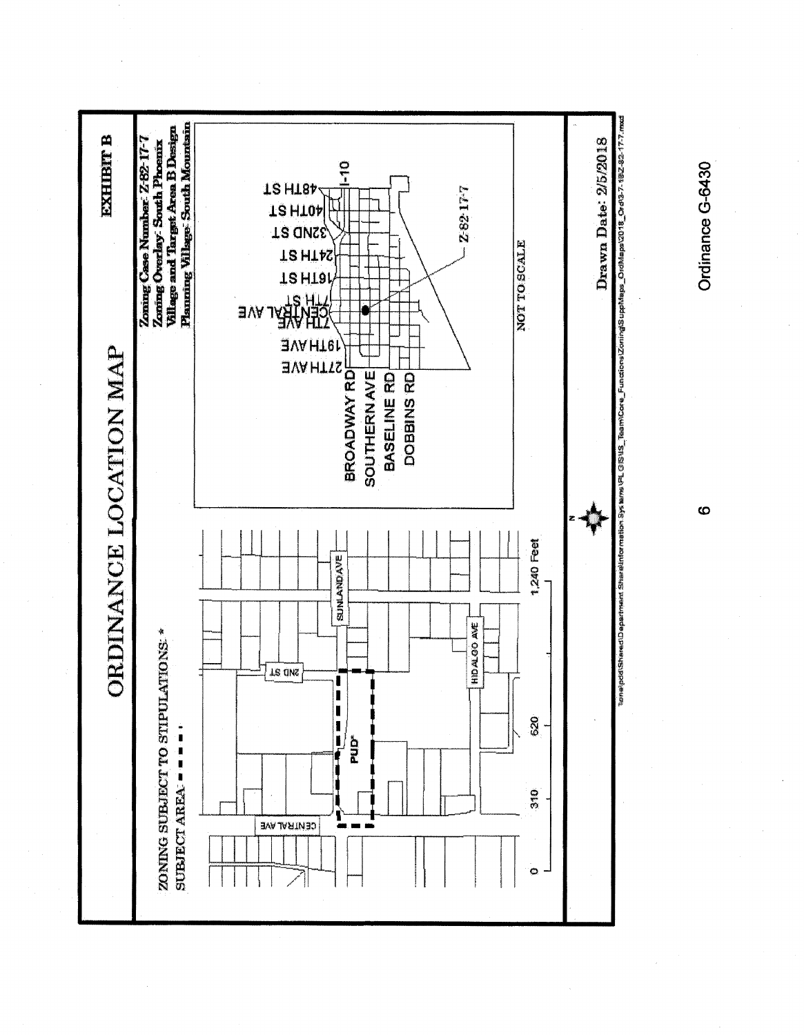# ORDINANCE LOCATION MAP

**EXHIBIT B**

ZONING SUBJECT TO STIPULATIONS: *

SUBJECT AREA: - - - - -

**Zoning Case Number: Z-82-17-7**
**Zoning Overlay: South Phoenix Village and Target Area B Design**
**Planning Village: South Mountain**

CENTRAL AVE
2ND ST
SUNLAND AVE
HIDALGO AVE
PUD*

0 310 620 1,240 Feet

27TH AVE
19TH AVE
7TH AVE
CENTRAL AVE
7TH ST
16TH ST
24TH ST
32ND ST
40TH ST
48TH ST
I-10
BROADWAY RD
SOUTHERN AVE
BASELINE RD
DOBBINS RD
Z-82-17-7

NOT TO SCALE

N

Drawn Date: 2/5/2018

\\one\pdd\Shared\Department Share\Information Systems\PL GIS\IS_Team\Core_Functions\Zoning\SuppMaps_OrdMaps\2018_Ord\3-7-18\Z-82-17-7.mxd

Ordinance G-6430